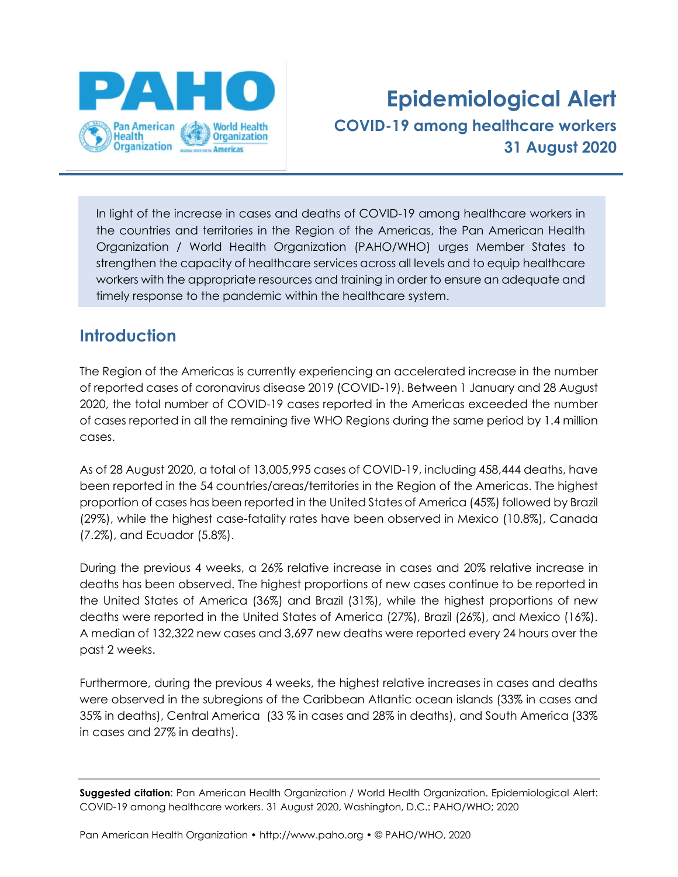# Epidemiological Alert

## COVID-19 among healthcare workers

## 31 August 2020

In light of the increase in cases and deaths of COVID-19 among healthcare workers in the countries and territories in the Region of the Americas, the Pan American Health Organization / World Health Organization (PAHO/WHO) urges Member States to strengthen the capacity of healthcare services across all levels and to equip healthcare workers with the appropriate resources and training in order to ensure an adequate and timely response to the pandemic within the healthcare system.

## Introduction

The Region of the Americas is currently experiencing an accelerated increase in the number of reported cases of coronavirus disease 2019 (COVID-19). Between 1 January and 28 August 2020, the total number of COVID-19 cases reported in the Americas exceeded the number of cases reported in all the remaining five WHO Regions during the same period by 1.4 million cases.

As of 28 August 2020, a total of 13,005,995 cases of COVID-19, including 458,444 deaths, have been reported in the 54 countries/areas/territories in the Region of the Americas. The highest proportion of cases has been reported in the United States of America (45%) followed by Brazil (29%), while the highest case-fatality rates have been observed in Mexico (10.8%), Canada (7.2%), and Ecuador (5.8%).

During the previous 4 weeks, a 26% relative increase in cases and 20% relative increase in deaths has been observed. The highest proportions of new cases continue to be reported in the United States of America (36%) and Brazil (31%), while the highest proportions of new deaths were reported in the United States of America (27%), Brazil (26%), and Mexico (16%). A median of 132,322 new cases and 3,697 new deaths were reported every 24 hours over the past 2 weeks.

Furthermore, during the previous 4 weeks, the highest relative increases in cases and deaths were observed in the subregions of the Caribbean Atlantic ocean islands (33% in cases and 35% in deaths), Central America (33 % in cases and 28% in deaths), and South America (33% in cases and 27% in deaths).

**Suggested citation**: Pan American Health Organization / World Health Organization. Epidemiological Alert: COVID-19 among healthcare workers. 31 August 2020, Washington, D.C.: PAHO/WHO; 2020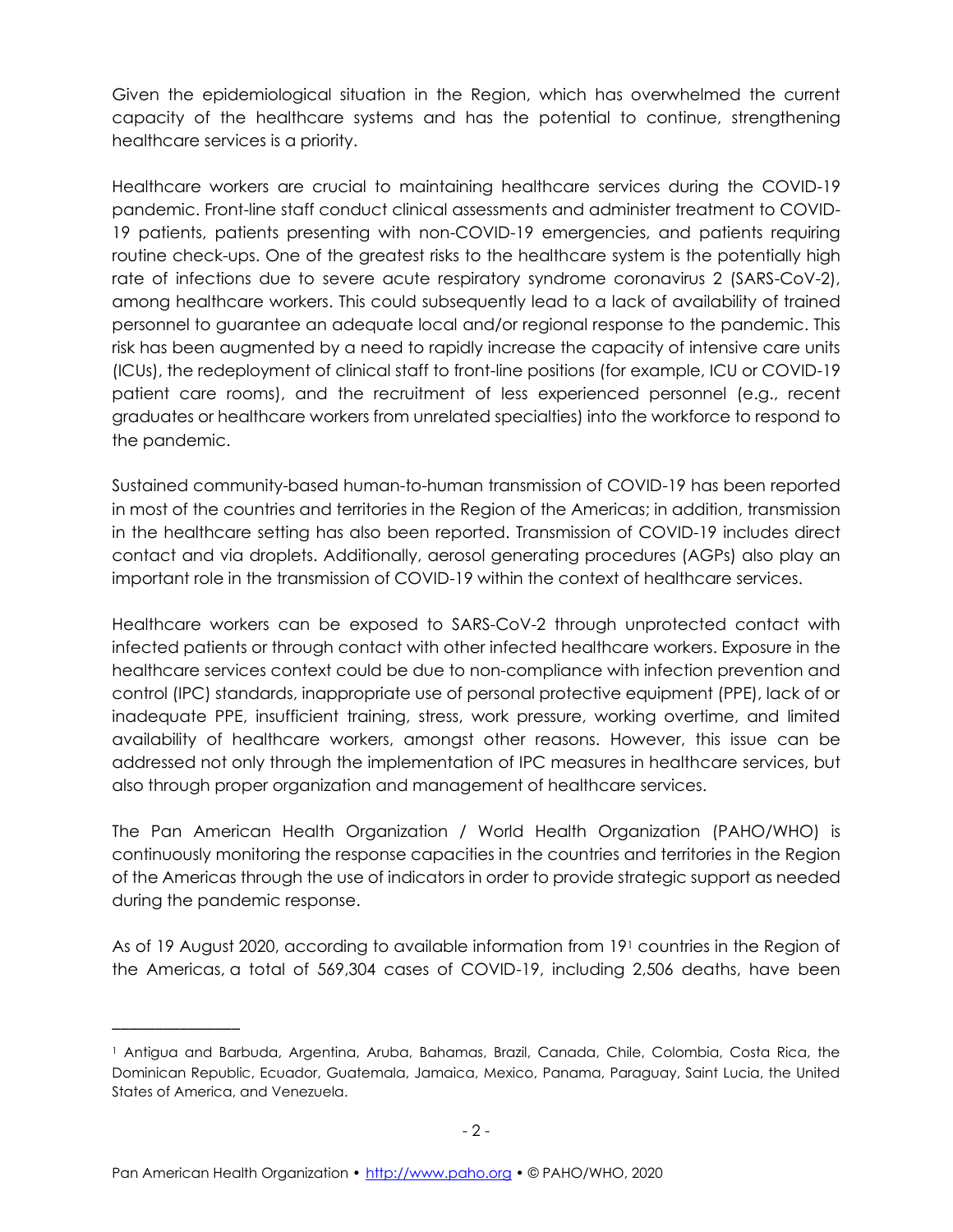Given the epidemiological situation in the Region, which has overwhelmed the current capacity of the healthcare systems and has the potential to continue, strengthening healthcare services is a priority.

Healthcare workers are crucial to maintaining healthcare services during the COVID-19 pandemic. Front-line staff conduct clinical assessments and administer treatment to COVID-19 patients, patients presenting with non-COVID-19 emergencies, and patients requiring routine check-ups. One of the greatest risks to the healthcare system is the potentially high rate of infections due to severe acute respiratory syndrome coronavirus 2 (SARS-CoV-2), among healthcare workers. This could subsequently lead to a lack of availability of trained personnel to guarantee an adequate local and/or regional response to the pandemic. This risk has been augmented by a need to rapidly increase the capacity of intensive care units (ICUs), the redeployment of clinical staff to front-line positions (for example, ICU or COVID-19 patient care rooms), and the recruitment of less experienced personnel (e.g., recent graduates or healthcare workers from unrelated specialties) into the workforce to respond to the pandemic.

Sustained community-based human-to-human transmission of COVID-19 has been reported in most of the countries and territories in the Region of the Americas; in addition, transmission in the healthcare setting has also been reported. Transmission of COVID-19 includes direct contact and via droplets. Additionally, aerosol generating procedures (AGPs) also play an important role in the transmission of COVID-19 within the context of healthcare services.

Healthcare workers can be exposed to SARS-CoV-2 through unprotected contact with infected patients or through contact with other infected healthcare workers. Exposure in the healthcare services context could be due to non-compliance with infection prevention and control (IPC) standards, inappropriate use of personal protective equipment (PPE), lack of or inadequate PPE, insufficient training, stress, work pressure, working overtime, and limited availability of healthcare workers, amongst other reasons. However, this issue can be addressed not only through the implementation of IPC measures in healthcare services, but also through proper organization and management of healthcare services.

The Pan American Health Organization / World Health Organization (PAHO/WHO) is continuously monitoring the response capacities in the countries and territories in the Region of the Americas through the use of indicators in order to provide strategic support as needed during the pandemic response.

As of 19 August 2020, according to available information from 19[1] countries in the Region of the Americas, a total of 569,304 cases of COVID-19, including 2,506 deaths, have been

[1] Antigua and Barbuda, Argentina, Aruba, Bahamas, Brazil, Canada, Chile, Colombia, Costa Rica, the Dominican Republic, Ecuador, Guatemala, Jamaica, Mexico, Panama, Paraguay, Saint Lucia, the United States of America, and Venezuela.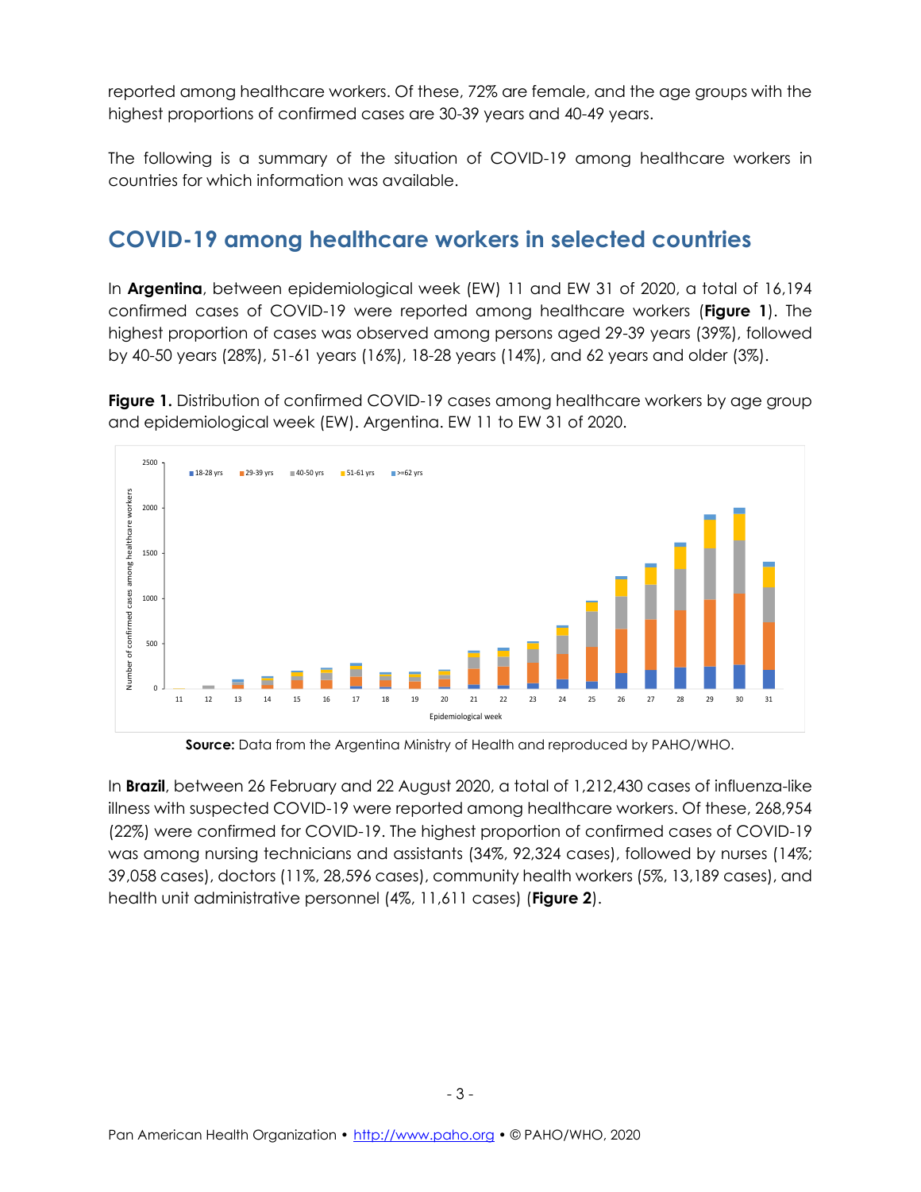reported among healthcare workers. Of these, 72% are female, and the age groups with the highest proportions of confirmed cases are 30-39 years and 40-49 years.

The following is a summary of the situation of COVID-19 among healthcare workers in countries for which information was available.

## COVID-19 among healthcare workers in selected countries

In **Argentina**, between epidemiological week (EW) 11 and EW 31 of 2020, a total of 16,194 confirmed cases of COVID-19 were reported among healthcare workers (**Figure 1**). The highest proportion of cases was observed among persons aged 29-39 years (39%), followed by 40-50 years (28%), 51-61 years (16%), 18-28 years (14%), and 62 years and older (3%).

**Figure 1.** Distribution of confirmed COVID-19 cases among healthcare workers by age group and epidemiological week (EW). Argentina. EW 11 to EW 31 of 2020.

**Source:** Data from the Argentina Ministry of Health and reproduced by PAHO/WHO.

In **Brazil**, between 26 February and 22 August 2020, a total of 1,212,430 cases of influenza-like illness with suspected COVID-19 were reported among healthcare workers. Of these, 268,954 (22%) were confirmed for COVID-19. The highest proportion of confirmed cases of COVID-19 was among nursing technicians and assistants (34%, 92,324 cases), followed by nurses (14%; 39,058 cases), doctors (11%, 28,596 cases), community health workers (5%, 13,189 cases), and health unit administrative personnel (4%, 11,611 cases) (**Figure 2**).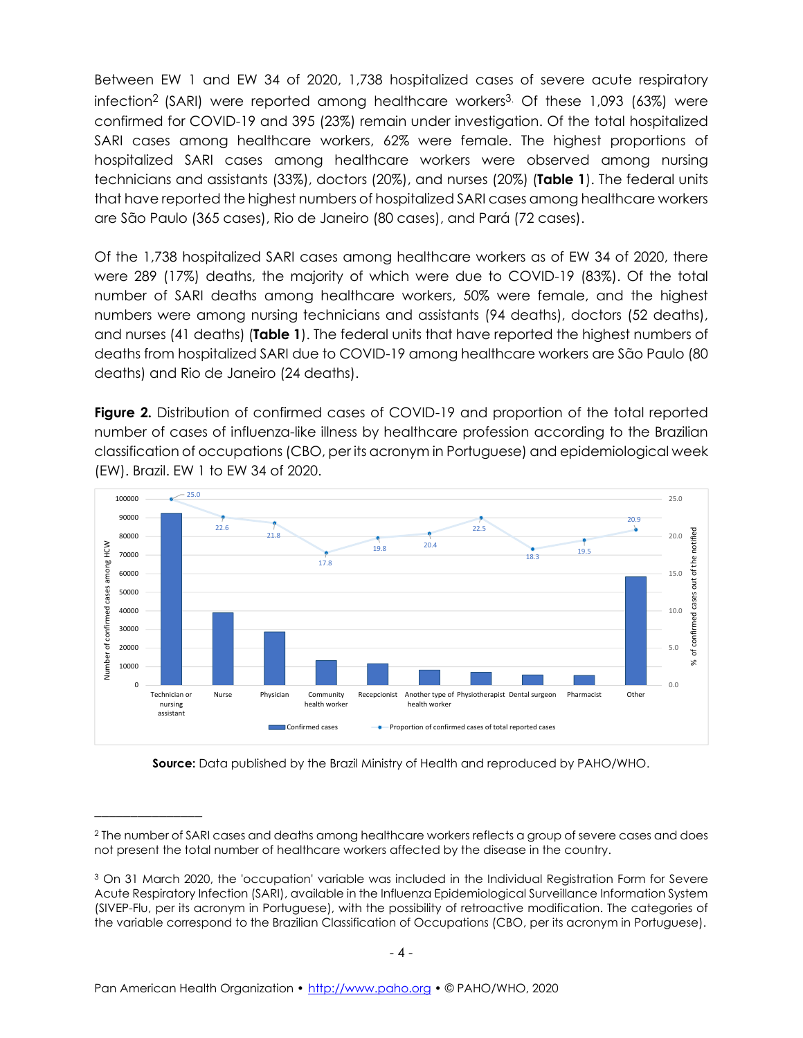Between EW 1 and EW 34 of 2020, 1,738 hospitalized cases of severe acute respiratory infection[2] (SARI) were reported among healthcare workers[3]. Of these 1,093 (63%) were confirmed for COVID-19 and 395 (23%) remain under investigation. Of the total hospitalized SARI cases among healthcare workers, 62% were female. The highest proportions of hospitalized SARI cases among healthcare workers were observed among nursing technicians and assistants (33%), doctors (20%), and nurses (20%) (**Table 1**). The federal units that have reported the highest numbers of hospitalized SARI cases among healthcare workers are São Paulo (365 cases), Rio de Janeiro (80 cases), and Pará (72 cases).

Of the 1,738 hospitalized SARI cases among healthcare workers as of EW 34 of 2020, there were 289 (17%) deaths, the majority of which were due to COVID-19 (83%). Of the total number of SARI deaths among healthcare workers, 50% were female, and the highest numbers were among nursing technicians and assistants (94 deaths), doctors (52 deaths), and nurses (41 deaths) (**Table 1**). The federal units that have reported the highest numbers of deaths from hospitalized SARI due to COVID-19 among healthcare workers are São Paulo (80 deaths) and Rio de Janeiro (24 deaths).

**Figure 2.** Distribution of confirmed cases of COVID-19 and proportion of the total reported number of cases of influenza-like illness by healthcare profession according to the Brazilian classification of occupations (CBO, per its acronym in Portuguese) and epidemiological week (EW). Brazil. EW 1 to EW 34 of 2020.

**Source:** Data published by the Brazil Ministry of Health and reproduced by PAHO/WHO.

---

[2] The number of SARI cases and deaths among healthcare workers reflects a group of severe cases and does not present the total number of healthcare workers affected by the disease in the country.

[3] On 31 March 2020, the 'occupation' variable was included in the Individual Registration Form for Severe Acute Respiratory Infection (SARI), available in the Influenza Epidemiological Surveillance Information System (SIVEP-Flu, per its acronym in Portuguese), with the possibility of retroactive modification. The categories of the variable correspond to the Brazilian Classification of Occupations (CBO, per its acronym in Portuguese).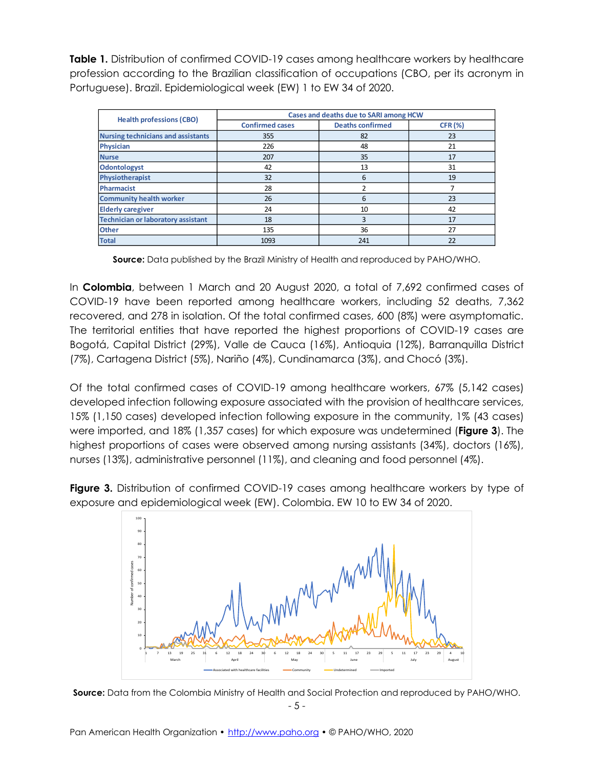**Table 1.** Distribution of confirmed COVID-19 cases among healthcare workers by healthcare profession according to the Brazilian classification of occupations (CBO, per its acronym in Portuguese). Brazil. Epidemiological week (EW) 1 to EW 34 of 2020.

| Health professions (CBO) | Cases and deaths due to SARI among HCW | | |
|---|---|---|---|
| | Confirmed cases | Deaths confirmed | CFR (%) |
| Nursing technicians and assistants | 355 | 82 | 23 |
| Physician | 226 | 48 | 21 |
| Nurse | 207 | 35 | 17 |
| Odontologyst | 42 | 13 | 31 |
| Physiotherapist | 32 | 6 | 19 |
| Pharmacist | 28 | 2 | 7 |
| Community health worker | 26 | 6 | 23 |
| Elderly caregiver | 24 | 10 | 42 |
| Technician or laboratory assistant | 18 | 3 | 17 |
| Other | 135 | 36 | 27 |
| Total | 1093 | 241 | 22 |

**Source:** Data published by the Brazil Ministry of Health and reproduced by PAHO/WHO.

In **Colombia**, between 1 March and 20 August 2020, a total of 7,692 confirmed cases of COVID-19 have been reported among healthcare workers, including 52 deaths, 7,362 recovered, and 278 in isolation. Of the total confirmed cases, 600 (8%) were asymptomatic. The territorial entities that have reported the highest proportions of COVID-19 cases are Bogotá, Capital District (29%), Valle de Cauca (16%), Antioquia (12%), Barranquilla District (7%), Cartagena District (5%), Nariño (4%), Cundinamarca (3%), and Chocó (3%).

Of the total confirmed cases of COVID-19 among healthcare workers, 67% (5,142 cases) developed infection following exposure associated with the provision of healthcare services, 15% (1,150 cases) developed infection following exposure in the community, 1% (43 cases) were imported, and 18% (1,357 cases) for which exposure was undetermined (**Figure 3**). The highest proportions of cases were observed among nursing assistants (34%), doctors (16%), nurses (13%), administrative personnel (11%), and cleaning and food personnel (4%).

**Figure 3.** Distribution of confirmed COVID-19 cases among healthcare workers by type of exposure and epidemiological week (EW). Colombia. EW 10 to EW 34 of 2020.

**Source:** Data from the Colombia Ministry of Health and Social Protection and reproduced by PAHO/WHO.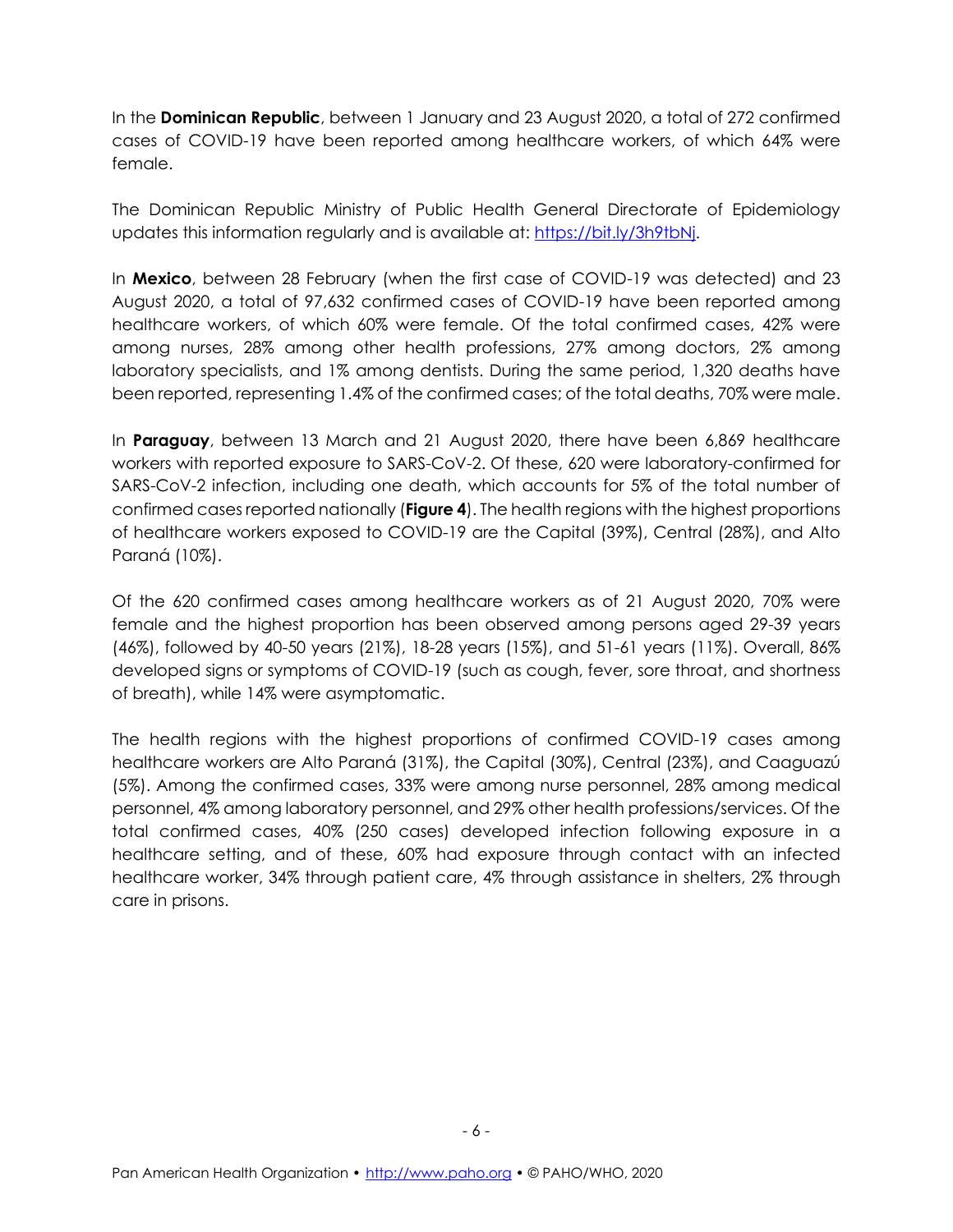In the **Dominican Republic**, between 1 January and 23 August 2020, a total of 272 confirmed cases of COVID-19 have been reported among healthcare workers, of which 64% were female.

The Dominican Republic Ministry of Public Health General Directorate of Epidemiology updates this information regularly and is available at: [https://bit.ly/3h9tbNj](https://bit.ly/3h9tbNj).

In **Mexico**, between 28 February (when the first case of COVID-19 was detected) and 23 August 2020, a total of 97,632 confirmed cases of COVID-19 have been reported among healthcare workers, of which 60% were female. Of the total confirmed cases, 42% were among nurses, 28% among other health professions, 27% among doctors, 2% among laboratory specialists, and 1% among dentists. During the same period, 1,320 deaths have been reported, representing 1.4% of the confirmed cases; of the total deaths, 70% were male.

In **Paraguay**, between 13 March and 21 August 2020, there have been 6,869 healthcare workers with reported exposure to SARS-CoV-2. Of these, 620 were laboratory-confirmed for SARS-CoV-2 infection, including one death, which accounts for 5% of the total number of confirmed cases reported nationally (**Figure 4**). The health regions with the highest proportions of healthcare workers exposed to COVID-19 are the Capital (39%), Central (28%), and Alto Paraná (10%).

Of the 620 confirmed cases among healthcare workers as of 21 August 2020, 70% were female and the highest proportion has been observed among persons aged 29-39 years (46%), followed by 40-50 years (21%), 18-28 years (15%), and 51-61 years (11%). Overall, 86% developed signs or symptoms of COVID-19 (such as cough, fever, sore throat, and shortness of breath), while 14% were asymptomatic.

The health regions with the highest proportions of confirmed COVID-19 cases among healthcare workers are Alto Paraná (31%), the Capital (30%), Central (23%), and Caaguazú (5%). Among the confirmed cases, 33% were among nurse personnel, 28% among medical personnel, 4% among laboratory personnel, and 29% other health professions/services. Of the total confirmed cases, 40% (250 cases) developed infection following exposure in a healthcare setting, and of these, 60% had exposure through contact with an infected healthcare worker, 34% through patient care, 4% through assistance in shelters, 2% through care in prisons.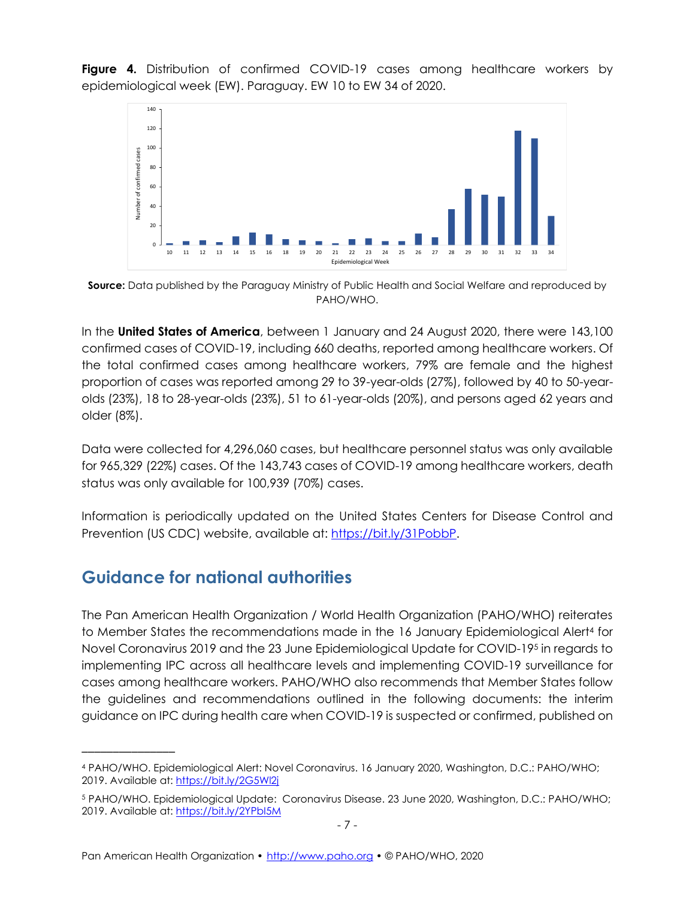**Figure 4.** Distribution of confirmed COVID-19 cases among healthcare workers by epidemiological week (EW). Paraguay. EW 10 to EW 34 of 2020.

**Source:** Data published by the Paraguay Ministry of Public Health and Social Welfare and reproduced by PAHO/WHO.

In the **United States of America**, between 1 January and 24 August 2020, there were 143,100 confirmed cases of COVID-19, including 660 deaths, reported among healthcare workers. Of the total confirmed cases among healthcare workers, 79% are female and the highest proportion of cases was reported among 29 to 39-year-olds (27%), followed by 40 to 50-year-olds (23%), 18 to 28-year-olds (23%), 51 to 61-year-olds (20%), and persons aged 62 years and older (8%).

Data were collected for 4,296,060 cases, but healthcare personnel status was only available for 965,329 (22%) cases. Of the 143,743 cases of COVID-19 among healthcare workers, death status was only available for 100,939 (70%) cases.

Information is periodically updated on the United States Centers for Disease Control and Prevention (US CDC) website, available at: https://bit.ly/31PobbP.

## Guidance for national authorities

The Pan American Health Organization / World Health Organization (PAHO/WHO) reiterates to Member States the recommendations made in the 16 January Epidemiological Alert[4] for Novel Coronavirus 2019 and the 23 June Epidemiological Update for COVID-19[5] in regards to implementing IPC across all healthcare levels and implementing COVID-19 surveillance for cases among healthcare workers. PAHO/WHO also recommends that Member States follow the guidelines and recommendations outlined in the following documents: the interim guidance on IPC during health care when COVID-19 is suspected or confirmed, published on

---

[4] PAHO/WHO. Epidemiological Alert: Novel Coronavirus. 16 January 2020, Washington, D.C.: PAHO/WHO; 2019. Available at: https://bit.ly/2G5Wl2j

[5] PAHO/WHO. Epidemiological Update: Coronavirus Disease. 23 June 2020, Washington, D.C.: PAHO/WHO; 2019. Available at: https://bit.ly/2YPbI5M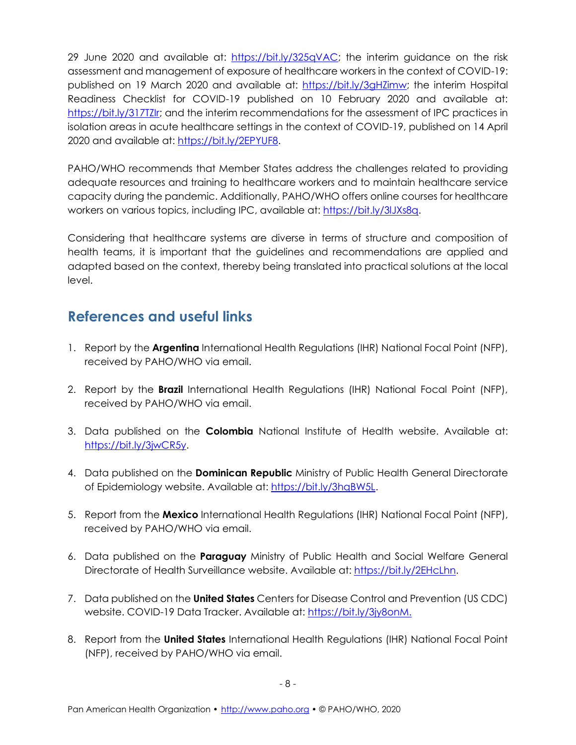29 June 2020 and available at: https://bit.ly/325qVAC; the interim guidance on the risk assessment and management of exposure of healthcare workers in the context of COVID-19: published on 19 March 2020 and available at: https://bit.ly/3gHZimw; the interim Hospital Readiness Checklist for COVID-19 published on 10 February 2020 and available at: https://bit.ly/317TZlr; and the interim recommendations for the assessment of IPC practices in isolation areas in acute healthcare settings in the context of COVID-19, published on 14 April 2020 and available at: https://bit.ly/2EPYUF8.

PAHO/WHO recommends that Member States address the challenges related to providing adequate resources and training to healthcare workers and to maintain healthcare service capacity during the pandemic. Additionally, PAHO/WHO offers online courses for healthcare workers on various topics, including IPC, available at: https://bit.ly/3lJXs8q.

Considering that healthcare systems are diverse in terms of structure and composition of health teams, it is important that the guidelines and recommendations are applied and adapted based on the context, thereby being translated into practical solutions at the local level.

## References and useful links

1. Report by the **Argentina** International Health Regulations (IHR) National Focal Point (NFP), received by PAHO/WHO via email.

2. Report by the **Brazil** International Health Regulations (IHR) National Focal Point (NFP), received by PAHO/WHO via email.

3. Data published on the **Colombia** National Institute of Health website. Available at: https://bit.ly/3jwCR5y.

4. Data published on the **Dominican Republic** Ministry of Public Health General Directorate of Epidemiology website. Available at: https://bit.ly/3hqBW5L.

5. Report from the **Mexico** International Health Regulations (IHR) National Focal Point (NFP), received by PAHO/WHO via email.

6. Data published on the **Paraguay** Ministry of Public Health and Social Welfare General Directorate of Health Surveillance website. Available at: https://bit.ly/2EHcLhn.

7. Data published on the **United States** Centers for Disease Control and Prevention (US CDC) website. COVID-19 Data Tracker. Available at: https://bit.ly/3jy8onM.

8. Report from the **United States** International Health Regulations (IHR) National Focal Point (NFP), received by PAHO/WHO via email.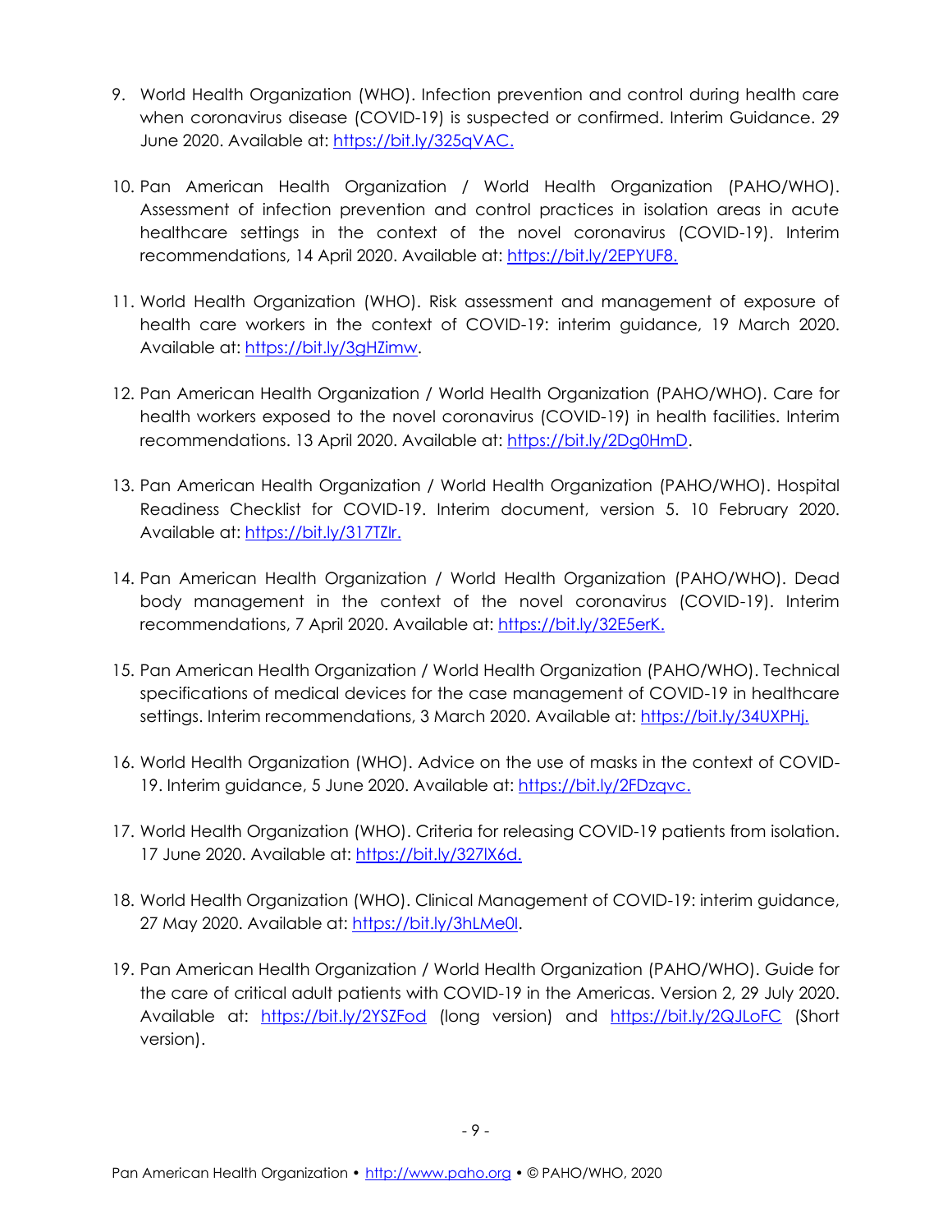9. World Health Organization (WHO). Infection prevention and control during health care when coronavirus disease (COVID-19) is suspected or confirmed. Interim Guidance. 29 June 2020. Available at: https://bit.ly/325qVAC.

10. Pan American Health Organization / World Health Organization (PAHO/WHO). Assessment of infection prevention and control practices in isolation areas in acute healthcare settings in the context of the novel coronavirus (COVID-19). Interim recommendations, 14 April 2020. Available at: https://bit.ly/2EPYUF8.

11. World Health Organization (WHO). Risk assessment and management of exposure of health care workers in the context of COVID-19: interim guidance, 19 March 2020. Available at: https://bit.ly/3gHZimw.

12. Pan American Health Organization / World Health Organization (PAHO/WHO). Care for health workers exposed to the novel coronavirus (COVID-19) in health facilities. Interim recommendations. 13 April 2020. Available at: https://bit.ly/2Dg0HmD.

13. Pan American Health Organization / World Health Organization (PAHO/WHO). Hospital Readiness Checklist for COVID-19. Interim document, version 5. 10 February 2020. Available at: https://bit.ly/317TZlr.

14. Pan American Health Organization / World Health Organization (PAHO/WHO). Dead body management in the context of the novel coronavirus (COVID-19). Interim recommendations, 7 April 2020. Available at: https://bit.ly/32E5erK.

15. Pan American Health Organization / World Health Organization (PAHO/WHO). Technical specifications of medical devices for the case management of COVID-19 in healthcare settings. Interim recommendations, 3 March 2020. Available at: https://bit.ly/34UXPHj.

16. World Health Organization (WHO). Advice on the use of masks in the context of COVID-19. Interim guidance, 5 June 2020. Available at: https://bit.ly/2FDzqvc.

17. World Health Organization (WHO). Criteria for releasing COVID-19 patients from isolation. 17 June 2020. Available at: https://bit.ly/327lX6d.

18. World Health Organization (WHO). Clinical Management of COVID-19: interim guidance, 27 May 2020. Available at: https://bit.ly/3hLMe0l.

19. Pan American Health Organization / World Health Organization (PAHO/WHO). Guide for the care of critical adult patients with COVID-19 in the Americas. Version 2, 29 July 2020. Available at: https://bit.ly/2YSZFod (long version) and https://bit.ly/2QJLoFC (Short version).